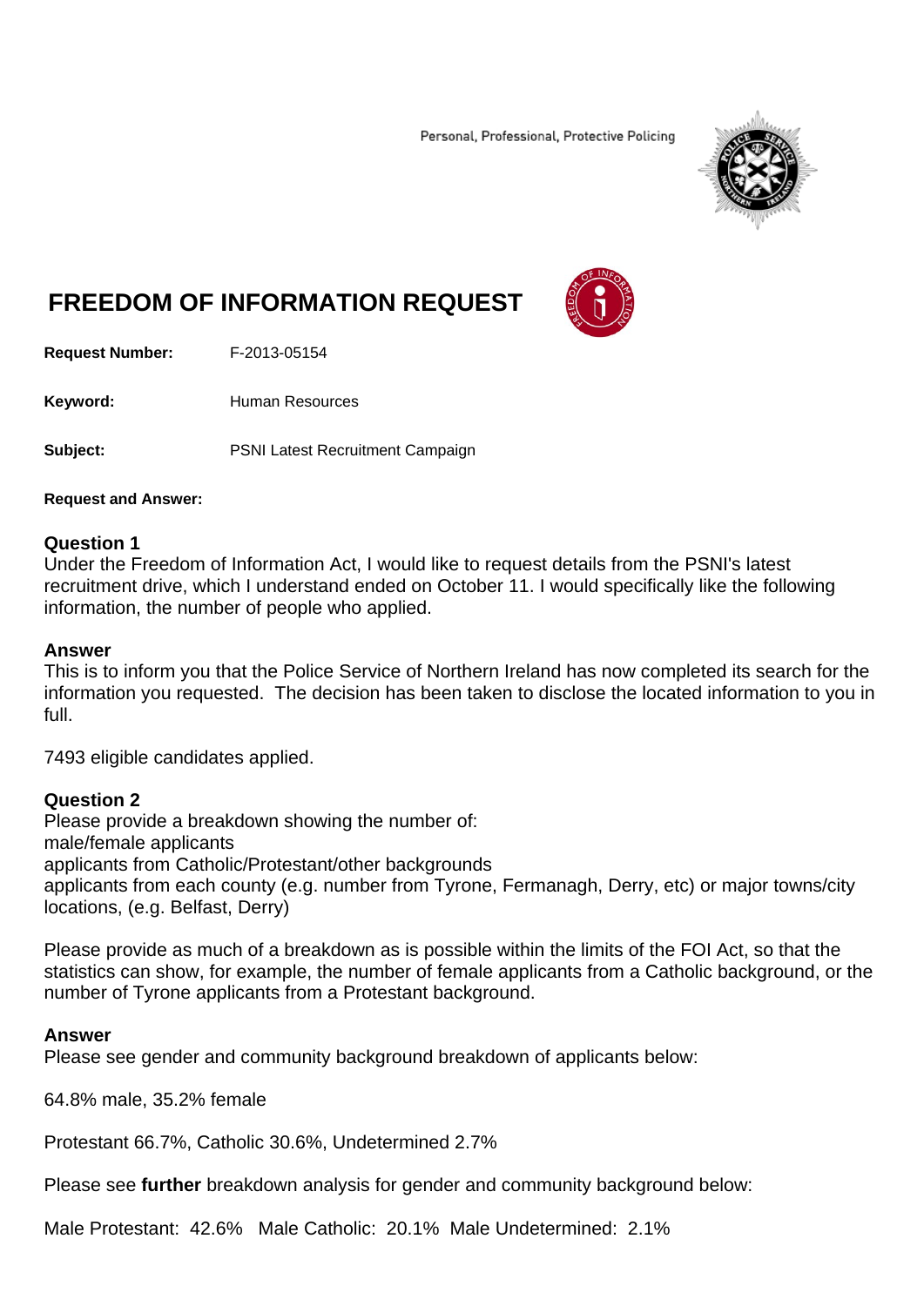Personal, Professional, Protective Policing

# FREEDOM OF INFORMATION REQUEST

**Request Number:** F-2013-05154

**Keyword:** Human Resources

**Subject:** PSNI Latest Recruitment Campaign

**Request and Answer:**

**Question 1**
Under the Freedom of Information Act, I would like to request details from the PSNI's latest recruitment drive, which I understand ended on October 11. I would specifically like the following information, the number of people who applied.

**Answer**
This is to inform you that the Police Service of Northern Ireland has now completed its search for the information you requested. The decision has been taken to disclose the located information to you in full.

7493 eligible candidates applied.

**Question 2**
Please provide a breakdown showing the number of:
male/female applicants
applicants from Catholic/Protestant/other backgrounds
applicants from each county (e.g. number from Tyrone, Fermanagh, Derry, etc) or major towns/city locations, (e.g. Belfast, Derry)

Please provide as much of a breakdown as is possible within the limits of the FOI Act, so that the statistics can show, for example, the number of female applicants from a Catholic background, or the number of Tyrone applicants from a Protestant background.

**Answer**
Please see gender and community background breakdown of applicants below:

64.8% male, 35.2% female

Protestant 66.7%, Catholic 30.6%, Undetermined 2.7%

Please see **further** breakdown analysis for gender and community background below:

Male Protestant: 42.6% Male Catholic: 20.1% Male Undetermined: 2.1%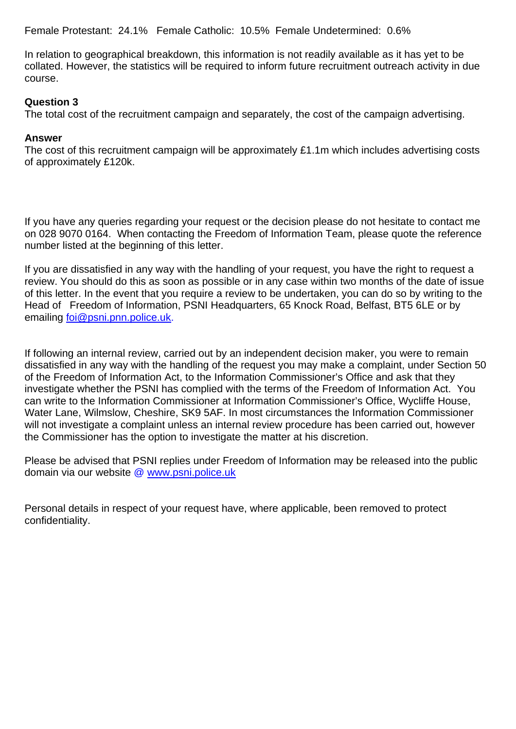Female Protestant: 24.1%   Female Catholic: 10.5%  Female Undetermined: 0.6%

In relation to geographical breakdown, this information is not readily available as it has yet to be collated. However, the statistics will be required to inform future recruitment outreach activity in due course.

**Question 3**
The total cost of the recruitment campaign and separately, the cost of the campaign advertising.

**Answer**
The cost of this recruitment campaign will be approximately £1.1m which includes advertising costs of approximately £120k.

If you have any queries regarding your request or the decision please do not hesitate to contact me on 028 9070 0164. When contacting the Freedom of Information Team, please quote the reference number listed at the beginning of this letter.

If you are dissatisfied in any way with the handling of your request, you have the right to request a review. You should do this as soon as possible or in any case within two months of the date of issue of this letter. In the event that you require a review to be undertaken, you can do so by writing to the Head of Freedom of Information, PSNI Headquarters, 65 Knock Road, Belfast, BT5 6LE or by emailing foi@psni.pnn.police.uk.

If following an internal review, carried out by an independent decision maker, you were to remain dissatisfied in any way with the handling of the request you may make a complaint, under Section 50 of the Freedom of Information Act, to the Information Commissioner's Office and ask that they investigate whether the PSNI has complied with the terms of the Freedom of Information Act. You can write to the Information Commissioner at Information Commissioner's Office, Wycliffe House, Water Lane, Wilmslow, Cheshire, SK9 5AF. In most circumstances the Information Commissioner will not investigate a complaint unless an internal review procedure has been carried out, however the Commissioner has the option to investigate the matter at his discretion.

Please be advised that PSNI replies under Freedom of Information may be released into the public domain via our website @ www.psni.police.uk

Personal details in respect of your request have, where applicable, been removed to protect confidentiality.